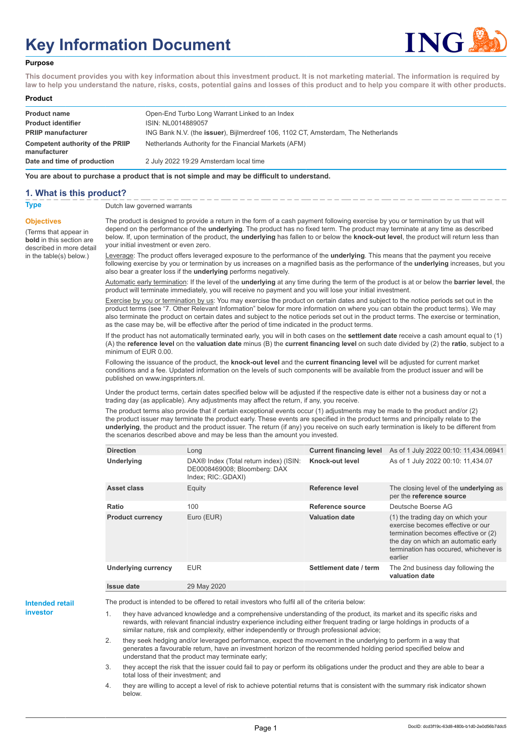# Key Information Document

**Purpose**

**This document provides you with key information about this investment product. It is not marketing material. The information is required by law to help you understand the nature, risks, costs, potential gains and losses of this product and to help you compare it with other products.**

**Product**

| | |
|---|---|
| **Product name** | Open-End Turbo Long Warrant Linked to an Index |
| **Product identifier** | ISIN: NL0014889057 |
| **PRIIP manufacturer** | ING Bank N.V. (the **issuer**), Bijlmerdreef 106, 1102 CT, Amsterdam, The Netherlands |
| **Competent authority of the PRIIP manufacturer** | Netherlands Authority for the Financial Markets (AFM) |
| **Date and time of production** | 2 July 2022 19:29 Amsterdam local time |

**You are about to purchase a product that is not simple and may be difficult to understand.**

## 1. What is this product?

**Type**

Dutch law governed warrants

**Objectives**

(Terms that appear in **bold** in this section are described in more detail in the table(s) below.)

The product is designed to provide a return in the form of a cash payment following exercise by you or termination by us that will depend on the performance of the **underlying**. The product has no fixed term. The product may terminate at any time as described below. If, upon termination of the product, the **underlying** has fallen to or below the **knock-out level**, the product will return less than your initial investment or even zero.

Leverage: The product offers leveraged exposure to the performance of the **underlying**. This means that the payment you receive following exercise by you or termination by us increases on a magnified basis as the performance of the **underlying** increases, but you also bear a greater loss if the **underlying** performs negatively.

Automatic early termination: If the level of the **underlying** at any time during the term of the product is at or below the **barrier level**, the product will terminate immediately, you will receive no payment and you will lose your initial investment.

Exercise by you or termination by us: You may exercise the product on certain dates and subject to the notice periods set out in the product terms (see "7. Other Relevant Information" below for more information on where you can obtain the product terms). We may also terminate the product on certain dates and subject to the notice periods set out in the product terms. The exercise or termination, as the case may be, will be effective after the period of time indicated in the product terms.

If the product has not automatically terminated early, you will in both cases on the **settlement date** receive a cash amount equal to (1) (A) the **reference level** on the **valuation date** minus (B) the **current financing level** on such date divided by (2) the **ratio**, subject to a minimum of EUR 0.00.

Following the issuance of the product, the **knock-out level** and the **current financing level** will be adjusted for current market conditions and a fee. Updated information on the levels of such components will be available from the product issuer and will be published on www.ingsprinters.nl.

Under the product terms, certain dates specified below will be adjusted if the respective date is either not a business day or not a trading day (as applicable). Any adjustments may affect the return, if any, you receive.

The product terms also provide that if certain exceptional events occur (1) adjustments may be made to the product and/or (2) the product issuer may terminate the product early. These events are specified in the product terms and principally relate to the **underlying**, the product and the product issuer. The return (if any) you receive on such early termination is likely to be different from the scenarios described above and may be less than the amount you invested.

| | | | |
|---|---|---|---|
| **Direction** | Long | **Current financing level** | As of 1 July 2022 00:10: 11,434.06941 |
| **Underlying** | DAX® Index (Total return index) (ISIN: DE0008469008; Bloomberg: DAX Index; RIC:.GDAXI) | **Knock-out level** | As of 1 July 2022 00:10: 11,434.07 |
| **Asset class** | Equity | **Reference level** | The closing level of the **underlying** as per the **reference source** |
| **Ratio** | 100 | **Reference source** | Deutsche Boerse AG |
| **Product currency** | Euro (EUR) | **Valuation date** | (1) the trading day on which your exercise becomes effective or our termination becomes effective or (2) the day on which an automatic early termination has occured, whichever is earlier |
| **Underlying currency** | EUR | **Settlement date / term** | The 2nd business day following the **valuation date** |
| **Issue date** | 29 May 2020 | | |

**Intended retail investor**

The product is intended to be offered to retail investors who fulfil all of the criteria below:

1. they have advanced knowledge and a comprehensive understanding of the product, its market and its specific risks and rewards, with relevant financial industry experience including either frequent trading or large holdings in products of a similar nature, risk and complexity, either independently or through professional advice;
2. they seek hedging and/or leveraged performance, expect the movement in the underlying to perform in a way that generates a favourable return, have an investment horizon of the recommended holding period specified below and understand that the product may terminate early;
3. they accept the risk that the issuer could fail to pay or perform its obligations under the product and they are able to bear a total loss of their investment; and
4. they are willing to accept a level of risk to achieve potential returns that is consistent with the summary risk indicator shown below.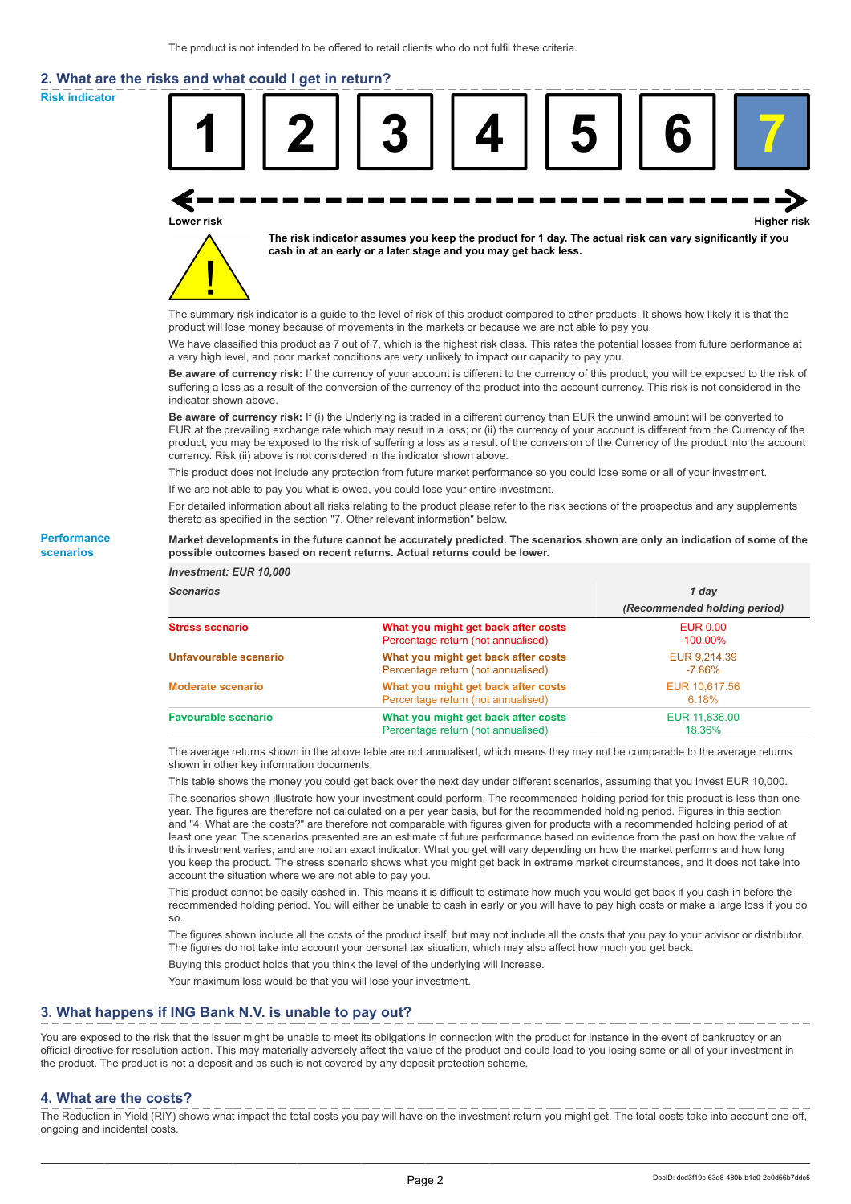The product is not intended to be offered to retail clients who do not fulfil these criteria.

## 2. What are the risks and what could I get in return?

**Risk indicator**

| 1 | 2 | 3 | 4 | 5 | 6 | **7** |
|---|---|---|---|---|---|---|

**Lower risk** — **Higher risk**

**The risk indicator assumes you keep the product for 1 day. The actual risk can vary significantly if you cash in at an early or a later stage and you may get back less.**

The summary risk indicator is a guide to the level of risk of this product compared to other products. It shows how likely it is that the product will lose money because of movements in the markets or because we are not able to pay you.

We have classified this product as 7 out of 7, which is the highest risk class. This rates the potential losses from future performance at a very high level, and poor market conditions are very unlikely to impact our capacity to pay you.

**Be aware of currency risk:** If the currency of your account is different to the currency of this product, you will be exposed to the risk of suffering a loss as a result of the conversion of the currency of the product into the account currency. This risk is not considered in the indicator shown above.

**Be aware of currency risk:** If (i) the Underlying is traded in a different currency than EUR the unwind amount will be converted to EUR at the prevailing exchange rate which may result in a loss; or (ii) the currency of your account is different from the Currency of the product, you may be exposed to the risk of suffering a loss as a result of the conversion of the Currency of the product into the account currency. Risk (ii) above is not considered in the indicator shown above.

This product does not include any protection from future market performance so you could lose some or all of your investment.

If we are not able to pay you what is owed, you could lose your entire investment.

For detailed information about all risks relating to the product please refer to the risk sections of the prospectus and any supplements thereto as specified in the section "7. Other relevant information" below.

**Performance scenarios**

**Market developments in the future cannot be accurately predicted. The scenarios shown are only an indication of some of the possible outcomes based on recent returns. Actual returns could be lower.**

| *Investment: EUR 10,000* | | |
|---|---|---|
| *Scenarios* | | *1 day (Recommended holding period)* |
| **Stress scenario** | **What you might get back after costs** | EUR 0.00 |
| | Percentage return (not annualised) | -100.00% |
| **Unfavourable scenario** | **What you might get back after costs** | EUR 9,214.39 |
| | Percentage return (not annualised) | -7.86% |
| **Moderate scenario** | **What you might get back after costs** | EUR 10,617.56 |
| | Percentage return (not annualised) | 6.18% |
| **Favourable scenario** | **What you might get back after costs** | EUR 11,836.00 |
| | Percentage return (not annualised) | 18.36% |

The average returns shown in the above table are not annualised, which means they may not be comparable to the average returns shown in other key information documents.

This table shows the money you could get back over the next day under different scenarios, assuming that you invest EUR 10,000.

The scenarios shown illustrate how your investment could perform. The recommended holding period for this product is less than one year. The figures are therefore not calculated on a per year basis, but for the recommended holding period. Figures in this section and "4. What are the costs?" are therefore not comparable with figures given for products with a recommended holding period of at least one year. The scenarios presented are an estimate of future performance based on evidence from the past on how the value of this investment varies, and are not an exact indicator. What you get will vary depending on how the market performs and how long you keep the product. The stress scenario shows what you might get back in extreme market circumstances, and it does not take into account the situation where we are not able to pay you.

This product cannot be easily cashed in. This means it is difficult to estimate how much you would get back if you cash in before the recommended holding period. You will either be unable to cash in early or you will have to pay high costs or make a large loss if you do so.

The figures shown include all the costs of the product itself, but may not include all the costs that you pay to your advisor or distributor. The figures do not take into account your personal tax situation, which may also affect how much you get back.

Buying this product holds that you think the level of the underlying will increase.

Your maximum loss would be that you will lose your investment.

## 3. What happens if ING Bank N.V. is unable to pay out?

You are exposed to the risk that the issuer might be unable to meet its obligations in connection with the product for instance in the event of bankruptcy or an official directive for resolution action. This may materially adversely affect the value of the product and could lead to you losing some or all of your investment in the product. The product is not a deposit and as such is not covered by any deposit protection scheme.

## 4. What are the costs?

The Reduction in Yield (RIY) shows what impact the total costs you pay will have on the investment return you might get. The total costs take into account one-off, ongoing and incidental costs.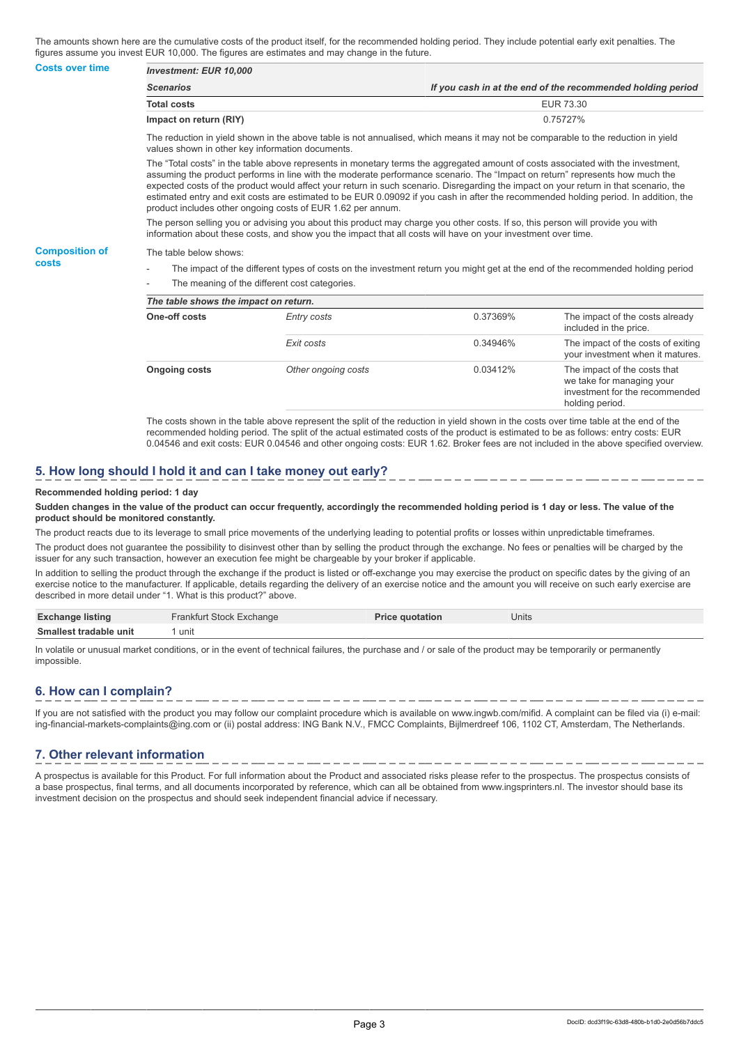The amounts shown here are the cumulative costs of the product itself, for the recommended holding period. They include potential early exit penalties. The figures assume you invest EUR 10,000. The figures are estimates and may change in the future.

**Costs over time**

| *Investment: EUR 10,000* | |
|---|---|
| ***Scenarios*** | ***If you cash in at the end of the recommended holding period*** |
| **Total costs** | EUR 73.30 |
| **Impact on return (RIY)** | 0.75727% |

The reduction in yield shown in the above table is not annualised, which means it may not be comparable to the reduction in yield values shown in other key information documents.

The "Total costs" in the table above represents in monetary terms the aggregated amount of costs associated with the investment, assuming the product performs in line with the moderate performance scenario. The "Impact on return" represents how much the expected costs of the product would affect your return in such scenario. Disregarding the impact on your return in that scenario, the estimated entry and exit costs are estimated to be EUR 0.09092 if you cash in after the recommended holding period. In addition, the product includes other ongoing costs of EUR 1.62 per annum.

The person selling you or advising you about this product may charge you other costs. If so, this person will provide you with information about these costs, and show you the impact that all costs will have on your investment over time.

**Composition of costs**

The table below shows:

- The impact of the different types of costs on the investment return you might get at the end of the recommended holding period
- The meaning of the different cost categories.

| *The table shows the impact on return.* | | | |
|---|---|---|---|
| **One-off costs** | *Entry costs* | 0.37369% | The impact of the costs already included in the price. |
| | *Exit costs* | 0.34946% | The impact of the costs of exiting your investment when it matures. |
| **Ongoing costs** | *Other ongoing costs* | 0.03412% | The impact of the costs that we take for managing your investment for the recommended holding period. |

The costs shown in the table above represent the split of the reduction in yield shown in the costs over time table at the end of the recommended holding period. The split of the actual estimated costs of the product is estimated to be as follows: entry costs: EUR 0.04546 and exit costs: EUR 0.04546 and other ongoing costs: EUR 1.62. Broker fees are not included in the above specified overview.

## 5. How long should I hold it and can I take money out early?

**Recommended holding period: 1 day**

**Sudden changes in the value of the product can occur frequently, accordingly the recommended holding period is 1 day or less. The value of the product should be monitored constantly.**

The product reacts due to its leverage to small price movements of the underlying leading to potential profits or losses within unpredictable timeframes.

The product does not guarantee the possibility to disinvest other than by selling the product through the exchange. No fees or penalties will be charged by the issuer for any such transaction, however an execution fee might be chargeable by your broker if applicable.

In addition to selling the product through the exchange if the product is listed or off-exchange you may exercise the product on specific dates by the giving of an exercise notice to the manufacturer. If applicable, details regarding the delivery of an exercise notice and the amount you will receive on such early exercise are described in more detail under "1. What is this product?" above.

| | | | |
|---|---|---|---|
| **Exchange listing** | Frankfurt Stock Exchange | **Price quotation** | Units |
| **Smallest tradable unit** | 1 unit | | |

In volatile or unusual market conditions, or in the event of technical failures, the purchase and / or sale of the product may be temporarily or permanently impossible.

## 6. How can I complain?

If you are not satisfied with the product you may follow our complaint procedure which is available on www.ingwb.com/mifid. A complaint can be filed via (i) e-mail: ing-financial-markets-complaints@ing.com or (ii) postal address: ING Bank N.V., FMCC Complaints, Bijlmerdreef 106, 1102 CT, Amsterdam, The Netherlands.

## 7. Other relevant information

A prospectus is available for this Product. For full information about the Product and associated risks please refer to the prospectus. The prospectus consists of a base prospectus, final terms, and all documents incorporated by reference, which can all be obtained from www.ingsprinters.nl. The investor should base its investment decision on the prospectus and should seek independent financial advice if necessary.